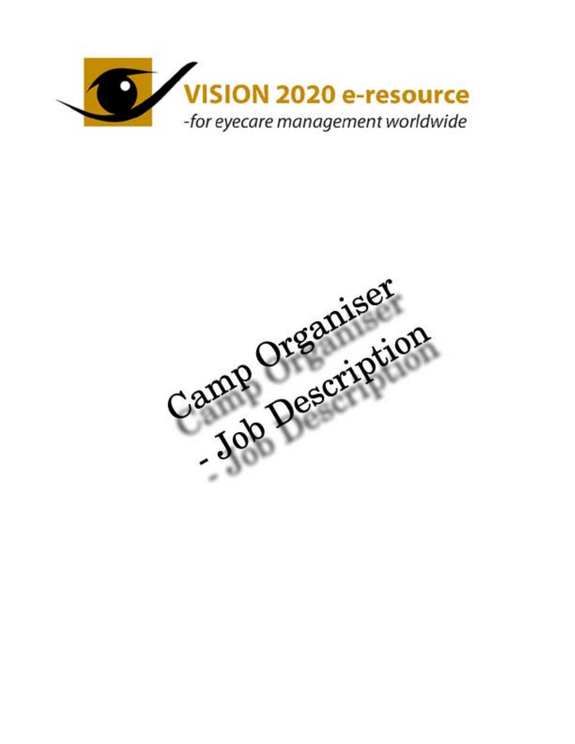# VISION 2020 e-resource

*-for eyecare management worldwide*

# Camp Organiser - Job Description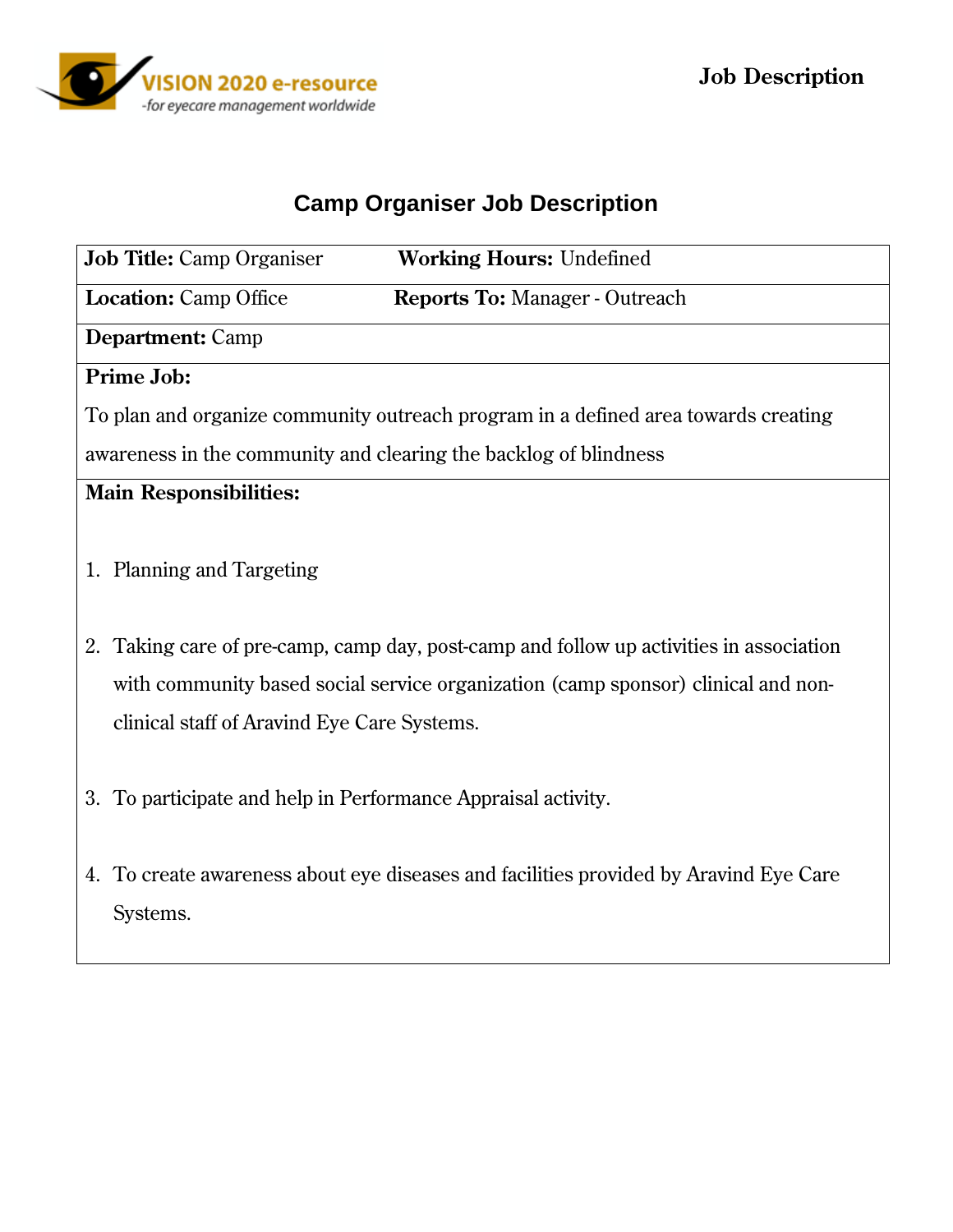# Camp Organiser Job Description

| **Job Title:** Camp Organiser | **Working Hours:** Undefined |
|---|---|
| **Location:** Camp Office | **Reports To:** Manager - Outreach |
| **Department:** Camp | |

**Prime Job:**

To plan and organize community outreach program in a defined area towards creating awareness in the community and clearing the backlog of blindness

**Main Responsibilities:**

1. Planning and Targeting

2. Taking care of pre-camp, camp day, post-camp and follow up activities in association with community based social service organization (camp sponsor) clinical and non-clinical staff of Aravind Eye Care Systems.

3. To participate and help in Performance Appraisal activity.

4. To create awareness about eye diseases and facilities provided by Aravind Eye Care Systems.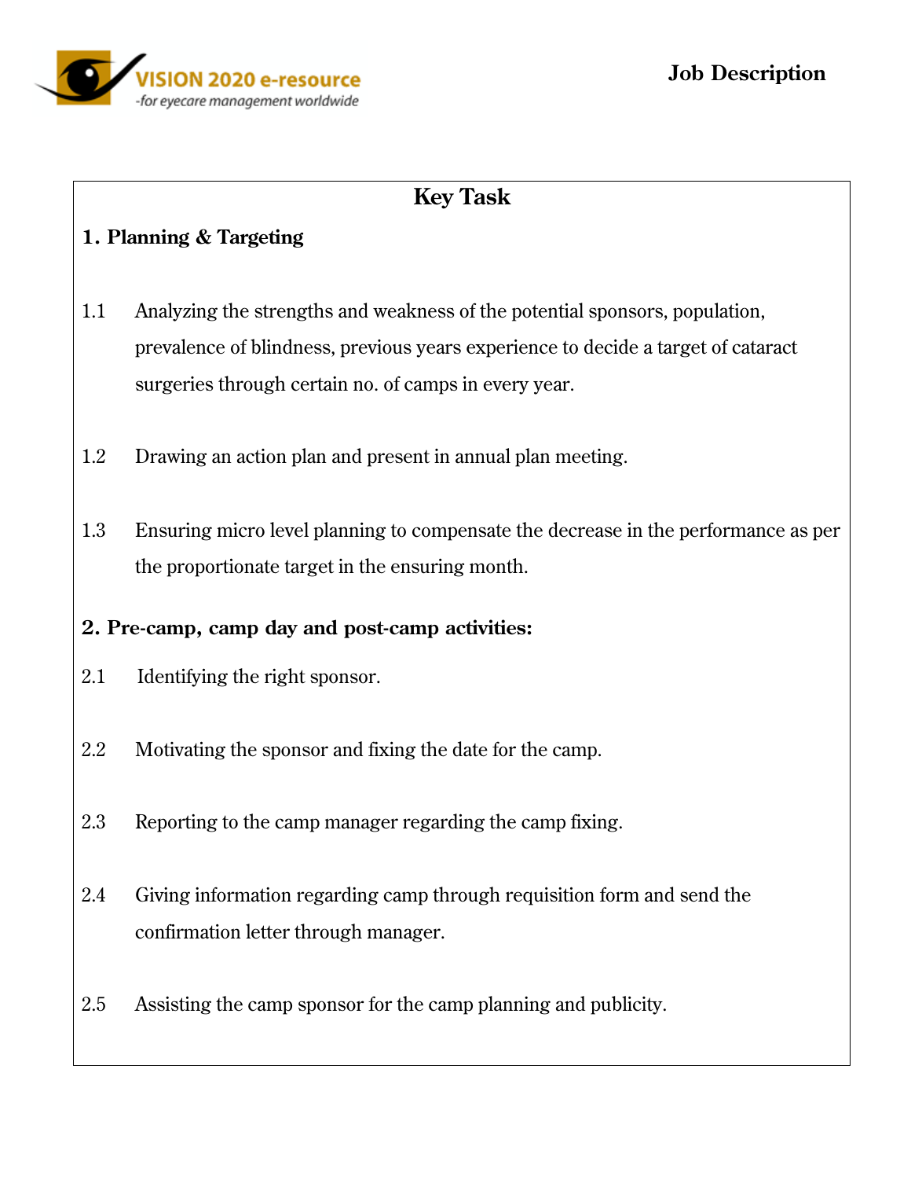## Key Task

### 1. Planning & Targeting

1.1 Analyzing the strengths and weakness of the potential sponsors, population, prevalence of blindness, previous years experience to decide a target of cataract surgeries through certain no. of camps in every year.

1.2 Drawing an action plan and present in annual plan meeting.

1.3 Ensuring micro level planning to compensate the decrease in the performance as per the proportionate target in the ensuring month.

### 2. Pre-camp, camp day and post-camp activities:

2.1 Identifying the right sponsor.

2.2 Motivating the sponsor and fixing the date for the camp.

2.3 Reporting to the camp manager regarding the camp fixing.

2.4 Giving information regarding camp through requisition form and send the confirmation letter through manager.

2.5 Assisting the camp sponsor for the camp planning and publicity.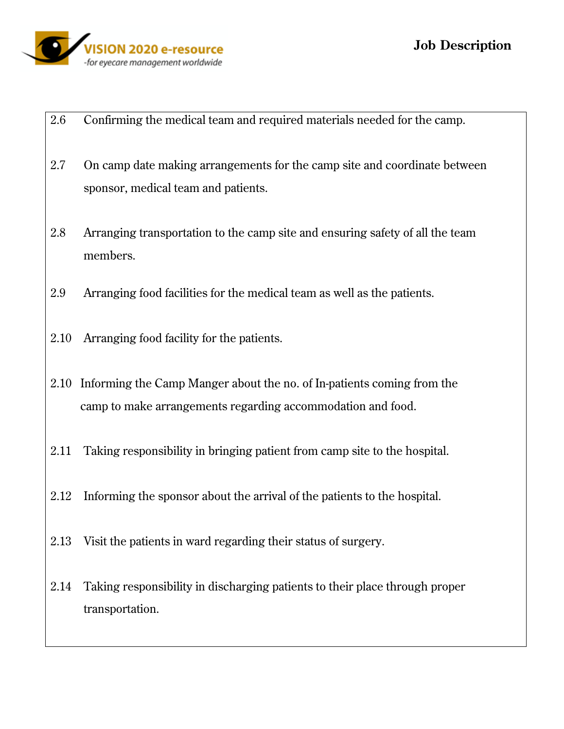2.6 Confirming the medical team and required materials needed for the camp.

2.7 On camp date making arrangements for the camp site and coordinate between sponsor, medical team and patients.

2.8 Arranging transportation to the camp site and ensuring safety of all the team members.

2.9 Arranging food facilities for the medical team as well as the patients.

2.10 Arranging food facility for the patients.

2.10 Informing the Camp Manger about the no. of In-patients coming from the camp to make arrangements regarding accommodation and food.

2.11 Taking responsibility in bringing patient from camp site to the hospital.

2.12 Informing the sponsor about the arrival of the patients to the hospital.

2.13 Visit the patients in ward regarding their status of surgery.

2.14 Taking responsibility in discharging patients to their place through proper transportation.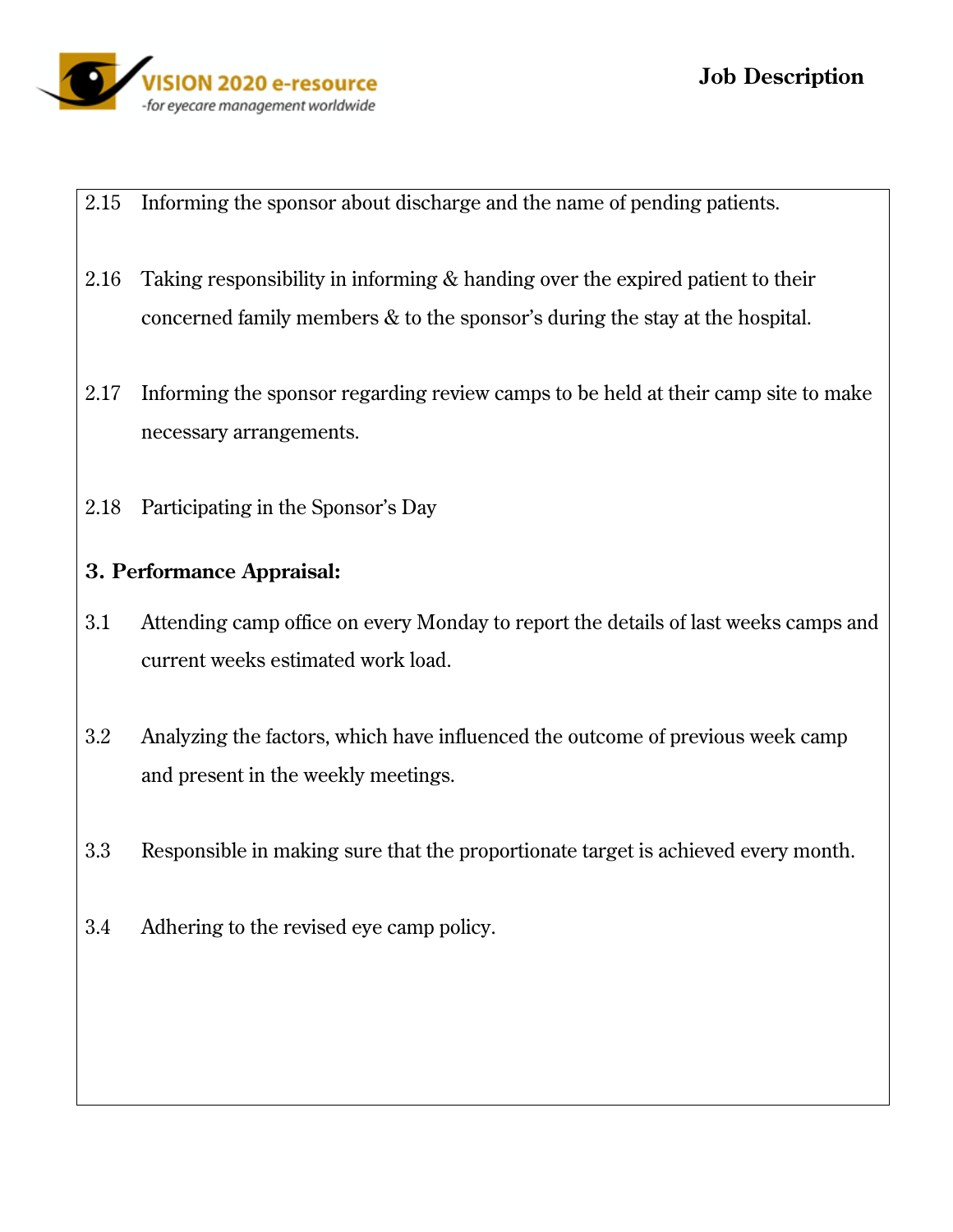2.15 Informing the sponsor about discharge and the name of pending patients.

2.16 Taking responsibility in informing & handing over the expired patient to their concerned family members & to the sponsor's during the stay at the hospital.

2.17 Informing the sponsor regarding review camps to be held at their camp site to make necessary arrangements.

2.18 Participating in the Sponsor's Day

**3. Performance Appraisal:**

3.1 Attending camp office on every Monday to report the details of last weeks camps and current weeks estimated work load.

3.2 Analyzing the factors, which have influenced the outcome of previous week camp and present in the weekly meetings.

3.3 Responsible in making sure that the proportionate target is achieved every month.

3.4 Adhering to the revised eye camp policy.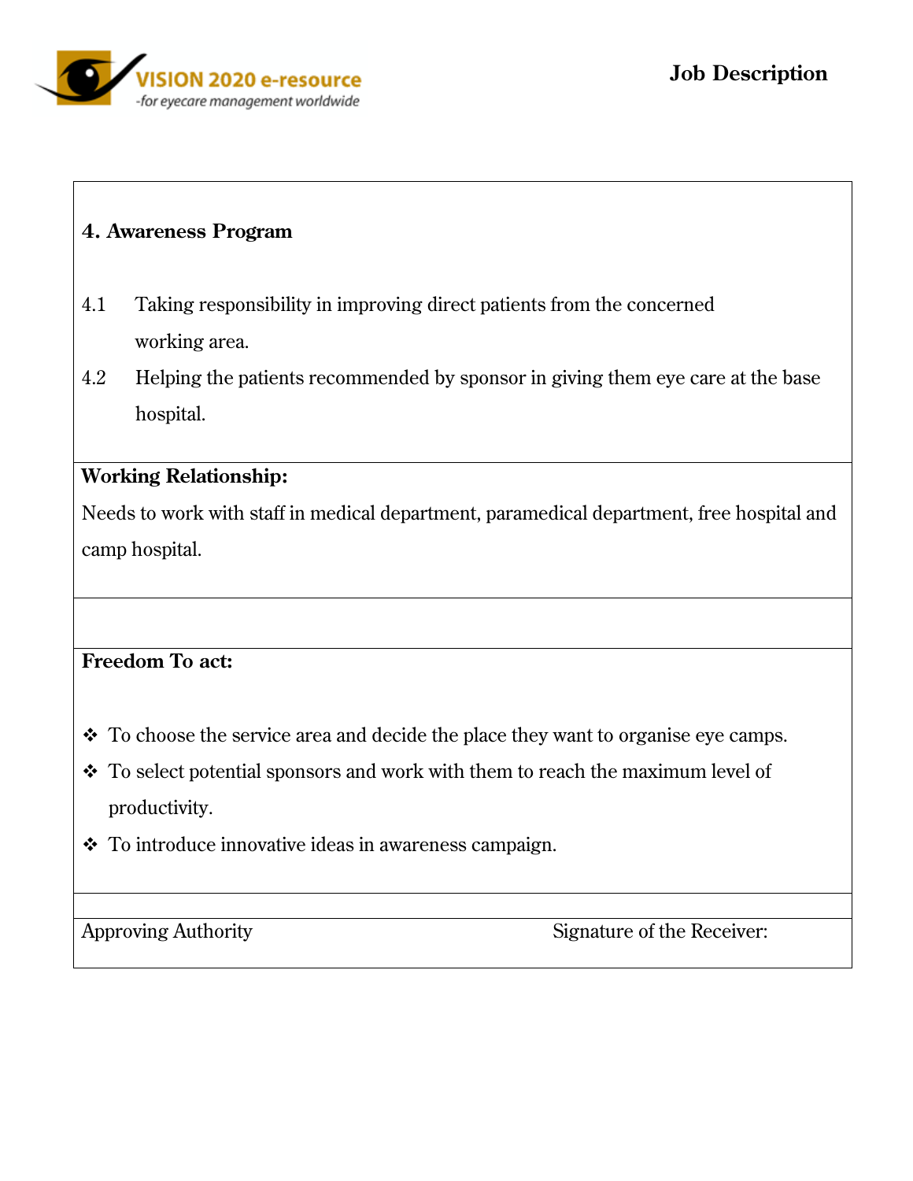## 4. Awareness Program

4.1 Taking responsibility in improving direct patients from the concerned working area.

4.2 Helping the patients recommended by sponsor in giving them eye care at the base hospital.

**Working Relationship:**

Needs to work with staff in medical department, paramedical department, free hospital and camp hospital.

**Freedom To act:**

- To choose the service area and decide the place they want to organise eye camps.
- To select potential sponsors and work with them to reach the maximum level of productivity.
- To introduce innovative ideas in awareness campaign.

| | |
|---|---|
| Approving Authority | Signature of the Receiver: |